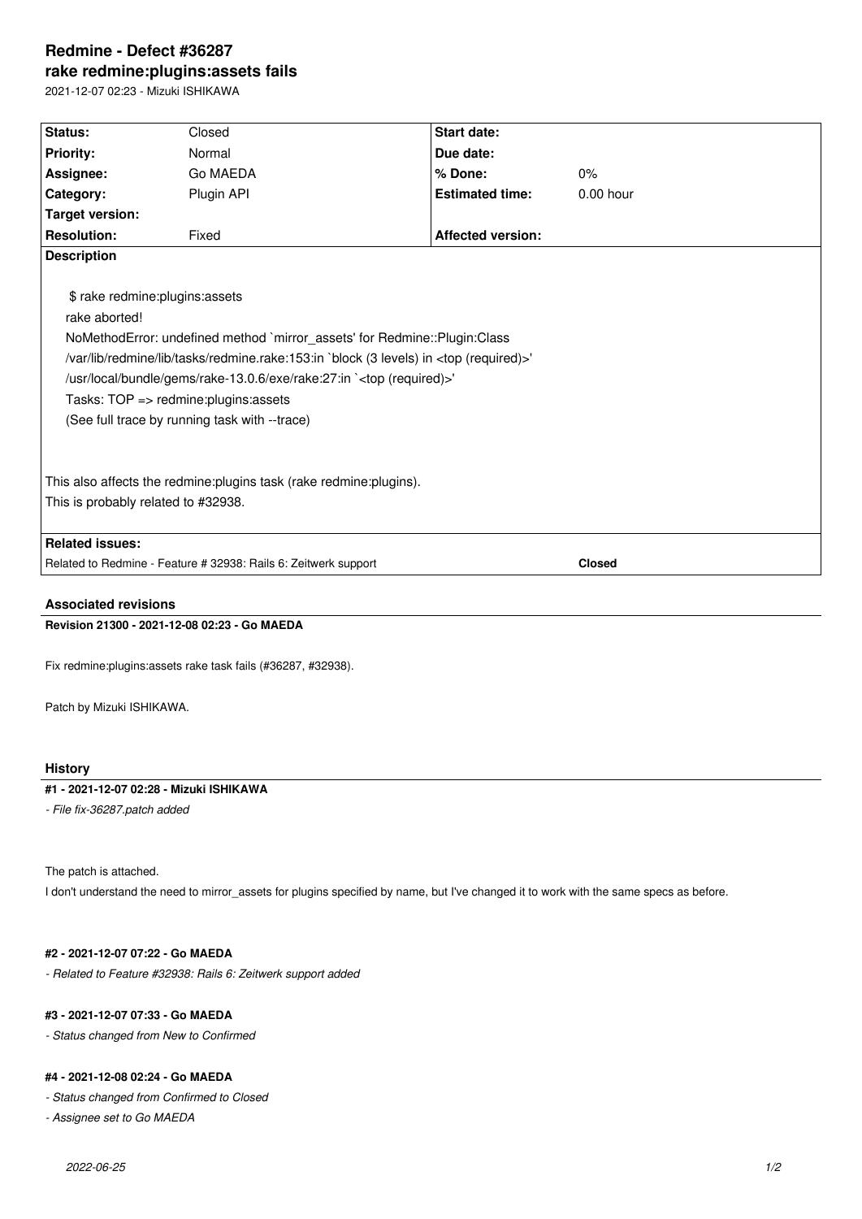# Redmine - Defect #36287

## rake redmine:plugins:assets fails

2021-12-07 02:23 - Mizuki ISHIKAWA

| Status: | Closed | Start date: | |
|---|---|---|---|
| Priority: | Normal | Due date: | |
| Assignee: | Go MAEDA | % Done: | 0% |
| Category: | Plugin API | Estimated time: | 0.00 hour |
| Target version: | | | |
| Resolution: | Fixed | Affected version: | |

**Description**

```
$ rake redmine:plugins:assets
rake aborted!
NoMethodError: undefined method `mirror_assets' for Redmine::Plugin:Class
/var/lib/redmine/lib/tasks/redmine.rake:153:in `block (3 levels) in <top (required)>'
/usr/local/bundle/gems/rake-13.0.6/exe/rake:27:in `<top (required)>'
Tasks: TOP => redmine:plugins:assets
(See full trace by running task with --trace)
```

This also affects the redmine:plugins task (rake redmine:plugins).
This is probably related to #32938.

**Related issues:**

Related to Redmine - Feature # 32938: Rails 6: Zeitwerk support — **Closed**

### Associated revisions

**Revision 21300 - 2021-12-08 02:23 - Go MAEDA**

Fix redmine:plugins:assets rake task fails (#36287, #32938).

Patch by Mizuki ISHIKAWA.

### History

**#1 - 2021-12-07 02:28 - Mizuki ISHIKAWA**

*- File fix-36287.patch added*

The patch is attached.
I don't understand the need to mirror_assets for plugins specified by name, but I've changed it to work with the same specs as before.

**#2 - 2021-12-07 07:22 - Go MAEDA**

*- Related to Feature #32938: Rails 6: Zeitwerk support added*

**#3 - 2021-12-07 07:33 - Go MAEDA**

*- Status changed from New to Confirmed*

**#4 - 2021-12-08 02:24 - Go MAEDA**

*- Status changed from Confirmed to Closed*

*- Assignee set to Go MAEDA*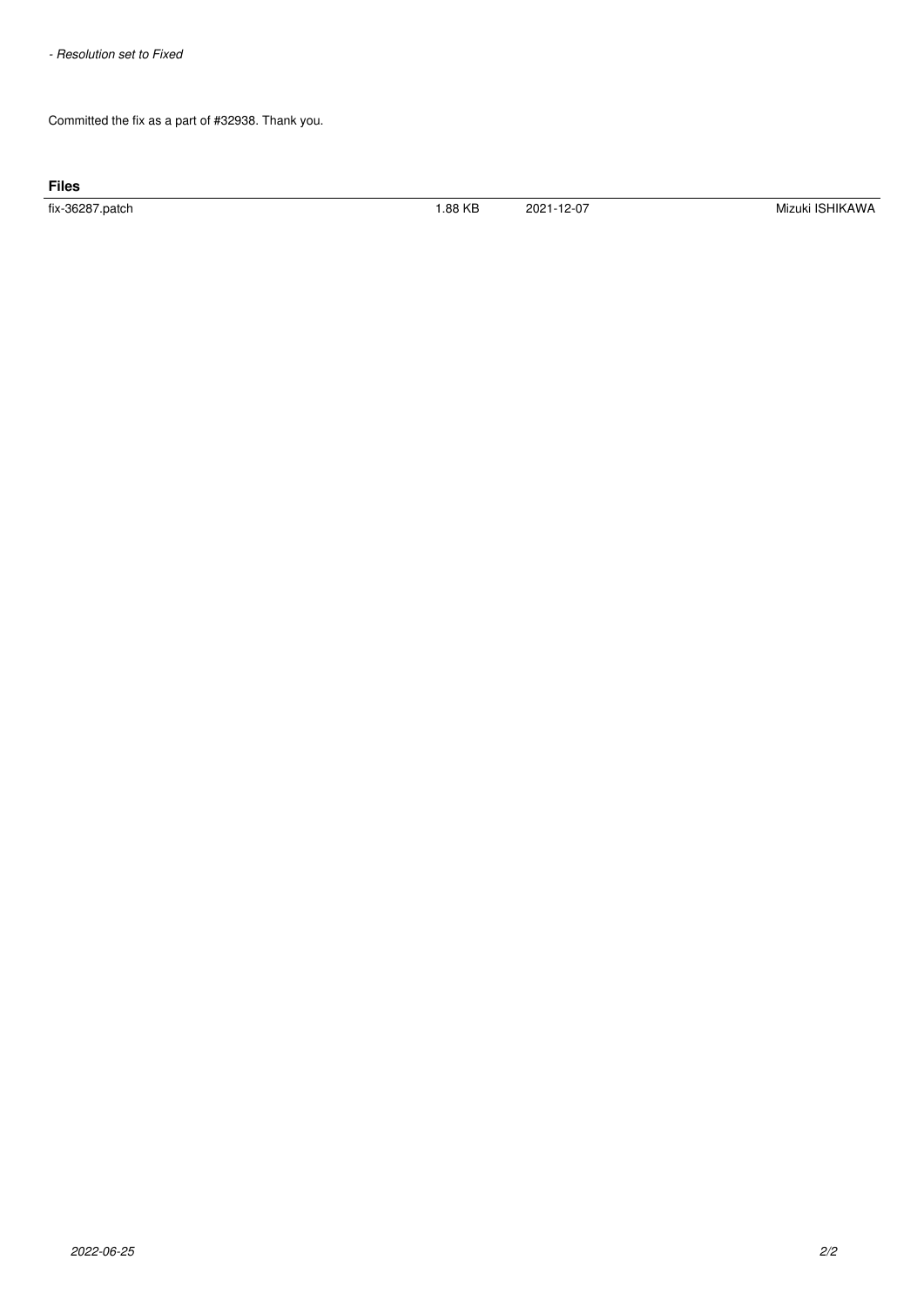*- Resolution set to Fixed*

Committed the fix as a part of #32938. Thank you.

**Files**

| | | | |
|---|---|---|---|
| fix-36287.patch | 1.88 KB | 2021-12-07 | Mizuki ISHIKAWA |